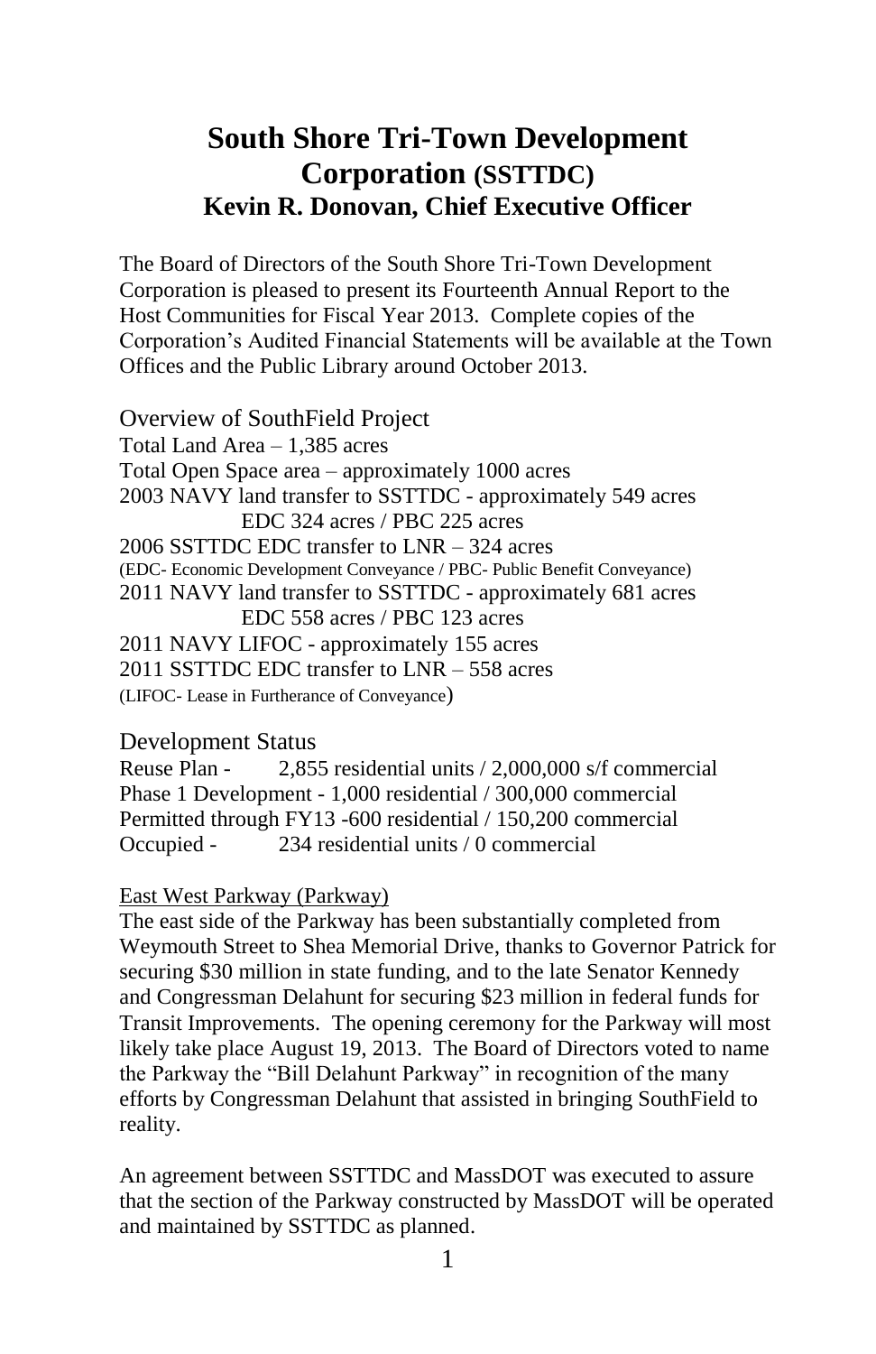# South Shore Tri-Town Development Corporation (SSTTDC)
## Kevin R. Donovan, Chief Executive Officer

The Board of Directors of the South Shore Tri-Town Development Corporation is pleased to present its Fourteenth Annual Report to the Host Communities for Fiscal Year 2013. Complete copies of the Corporation's Audited Financial Statements will be available at the Town Offices and the Public Library around October 2013.

### Overview of SouthField Project

Total Land Area – 1,385 acres
Total Open Space area – approximately 1000 acres
2003 NAVY land transfer to SSTTDC - approximately 549 acres
EDC 324 acres / PBC 225 acres
2006 SSTTDC EDC transfer to LNR – 324 acres
(EDC- Economic Development Conveyance / PBC- Public Benefit Conveyance)
2011 NAVY land transfer to SSTTDC - approximately 681 acres
EDC 558 acres / PBC 123 acres
2011 NAVY LIFOC - approximately 155 acres
2011 SSTTDC EDC transfer to LNR – 558 acres
(LIFOC- Lease in Furtherance of Conveyance)

### Development Status

Reuse Plan - 2,855 residential units / 2,000,000 s/f commercial
Phase 1 Development - 1,000 residential / 300,000 commercial
Permitted through FY13 -600 residential / 150,200 commercial
Occupied - 234 residential units / 0 commercial

East West Parkway (Parkway)

The east side of the Parkway has been substantially completed from Weymouth Street to Shea Memorial Drive, thanks to Governor Patrick for securing $30 million in state funding, and to the late Senator Kennedy and Congressman Delahunt for securing $23 million in federal funds for Transit Improvements. The opening ceremony for the Parkway will most likely take place August 19, 2013. The Board of Directors voted to name the Parkway the "Bill Delahunt Parkway" in recognition of the many efforts by Congressman Delahunt that assisted in bringing SouthField to reality.

An agreement between SSTTDC and MassDOT was executed to assure that the section of the Parkway constructed by MassDOT will be operated and maintained by SSTTDC as planned.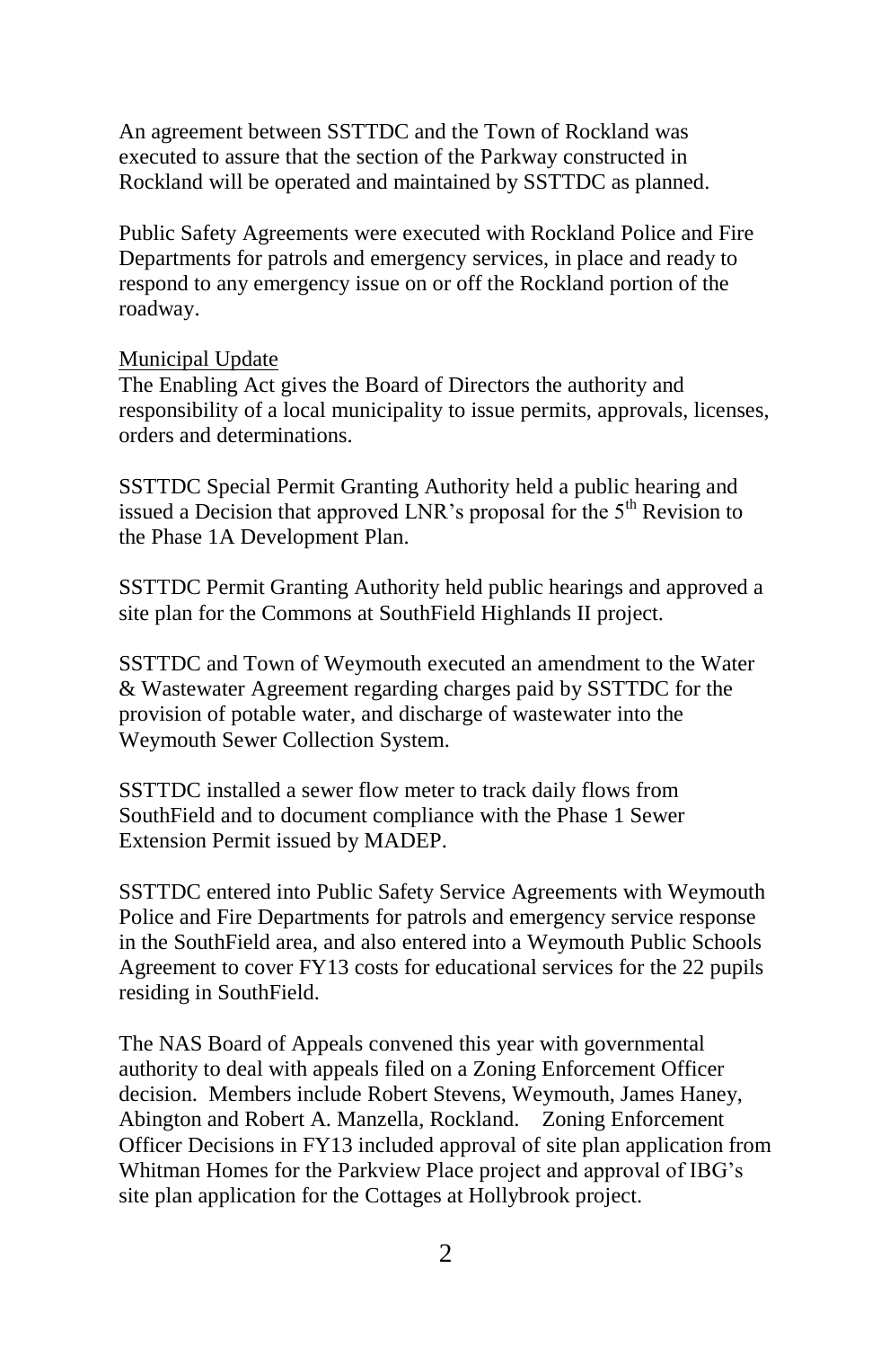An agreement between SSTTDC and the Town of Rockland was executed to assure that the section of the Parkway constructed in Rockland will be operated and maintained by SSTTDC as planned.

Public Safety Agreements were executed with Rockland Police and Fire Departments for patrols and emergency services, in place and ready to respond to any emergency issue on or off the Rockland portion of the roadway.

<u>Municipal Update</u>

The Enabling Act gives the Board of Directors the authority and responsibility of a local municipality to issue permits, approvals, licenses, orders and determinations.

SSTTDC Special Permit Granting Authority held a public hearing and issued a Decision that approved LNR's proposal for the 5th Revision to the Phase 1A Development Plan.

SSTTDC Permit Granting Authority held public hearings and approved a site plan for the Commons at SouthField Highlands II project.

SSTTDC and Town of Weymouth executed an amendment to the Water & Wastewater Agreement regarding charges paid by SSTTDC for the provision of potable water, and discharge of wastewater into the Weymouth Sewer Collection System.

SSTTDC installed a sewer flow meter to track daily flows from SouthField and to document compliance with the Phase 1 Sewer Extension Permit issued by MADEP.

SSTTDC entered into Public Safety Service Agreements with Weymouth Police and Fire Departments for patrols and emergency service response in the SouthField area, and also entered into a Weymouth Public Schools Agreement to cover FY13 costs for educational services for the 22 pupils residing in SouthField.

The NAS Board of Appeals convened this year with governmental authority to deal with appeals filed on a Zoning Enforcement Officer decision. Members include Robert Stevens, Weymouth, James Haney, Abington and Robert A. Manzella, Rockland. Zoning Enforcement Officer Decisions in FY13 included approval of site plan application from Whitman Homes for the Parkview Place project and approval of IBG's site plan application for the Cottages at Hollybrook project.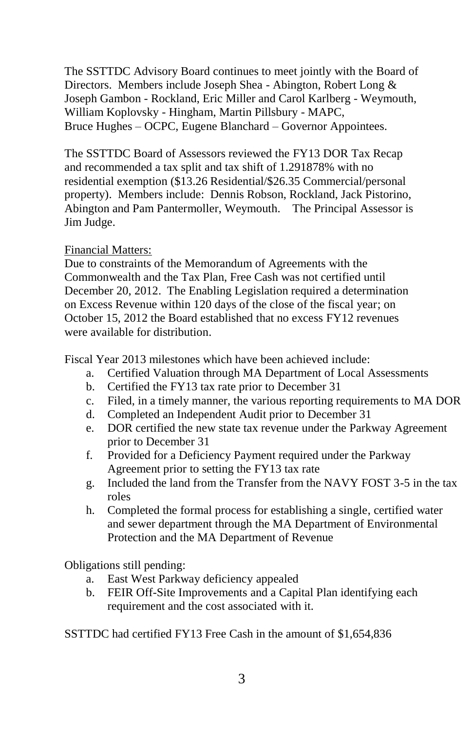The SSTTDC Advisory Board continues to meet jointly with the Board of Directors. Members include Joseph Shea - Abington, Robert Long & Joseph Gambon - Rockland, Eric Miller and Carol Karlberg - Weymouth, William Koplovsky - Hingham, Martin Pillsbury - MAPC, Bruce Hughes – OCPC, Eugene Blanchard – Governor Appointees.

The SSTTDC Board of Assessors reviewed the FY13 DOR Tax Recap and recommended a tax split and tax shift of 1.291878% with no residential exemption ($13.26 Residential/$26.35 Commercial/personal property). Members include: Dennis Robson, Rockland, Jack Pistorino, Abington and Pam Pantermoller, Weymouth. The Principal Assessor is Jim Judge.

Financial Matters:

Due to constraints of the Memorandum of Agreements with the Commonwealth and the Tax Plan, Free Cash was not certified until December 20, 2012. The Enabling Legislation required a determination on Excess Revenue within 120 days of the close of the fiscal year; on October 15, 2012 the Board established that no excess FY12 revenues were available for distribution.

Fiscal Year 2013 milestones which have been achieved include:

a. Certified Valuation through MA Department of Local Assessments
b. Certified the FY13 tax rate prior to December 31
c. Filed, in a timely manner, the various reporting requirements to MA DOR
d. Completed an Independent Audit prior to December 31
e. DOR certified the new state tax revenue under the Parkway Agreement prior to December 31
f. Provided for a Deficiency Payment required under the Parkway Agreement prior to setting the FY13 tax rate
g. Included the land from the Transfer from the NAVY FOST 3-5 in the tax roles
h. Completed the formal process for establishing a single, certified water and sewer department through the MA Department of Environmental Protection and the MA Department of Revenue

Obligations still pending:

a. East West Parkway deficiency appealed
b. FEIR Off-Site Improvements and a Capital Plan identifying each requirement and the cost associated with it.

SSTTDC had certified FY13 Free Cash in the amount of $1,654,836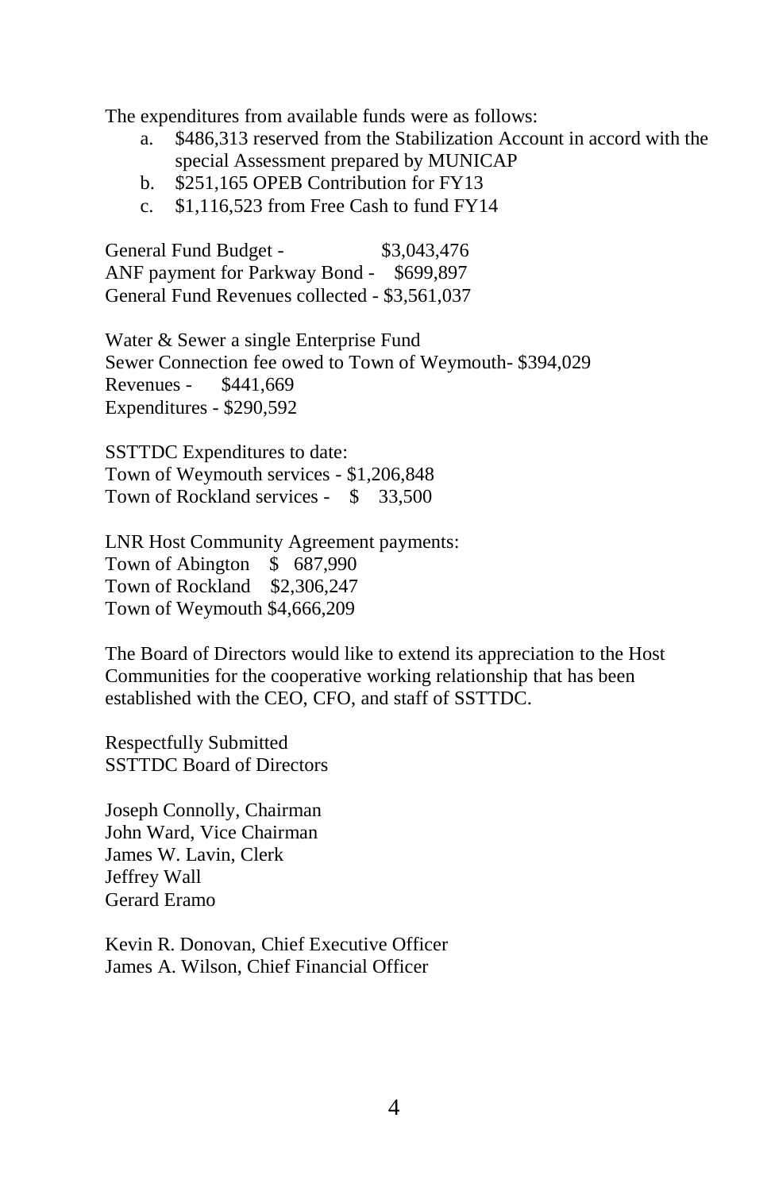The expenditures from available funds were as follows:

a. $486,313 reserved from the Stabilization Account in accord with the special Assessment prepared by MUNICAP
b. $251,165 OPEB Contribution for FY13
c. $1,116,523 from Free Cash to fund FY14

General Fund Budget - $3,043,476
ANF payment for Parkway Bond - $699,897
General Fund Revenues collected - $3,561,037

Water & Sewer a single Enterprise Fund
Sewer Connection fee owed to Town of Weymouth- $394,029
Revenues - $441,669
Expenditures - $290,592

SSTTDC Expenditures to date:
Town of Weymouth services - $1,206,848
Town of Rockland services - $ 33,500

LNR Host Community Agreement payments:
Town of Abington $ 687,990
Town of Rockland $2,306,247
Town of Weymouth $4,666,209

The Board of Directors would like to extend its appreciation to the Host Communities for the cooperative working relationship that has been established with the CEO, CFO, and staff of SSTTDC.

Respectfully Submitted
SSTTDC Board of Directors

Joseph Connolly, Chairman
John Ward, Vice Chairman
James W. Lavin, Clerk
Jeffrey Wall
Gerard Eramo

Kevin R. Donovan, Chief Executive Officer
James A. Wilson, Chief Financial Officer